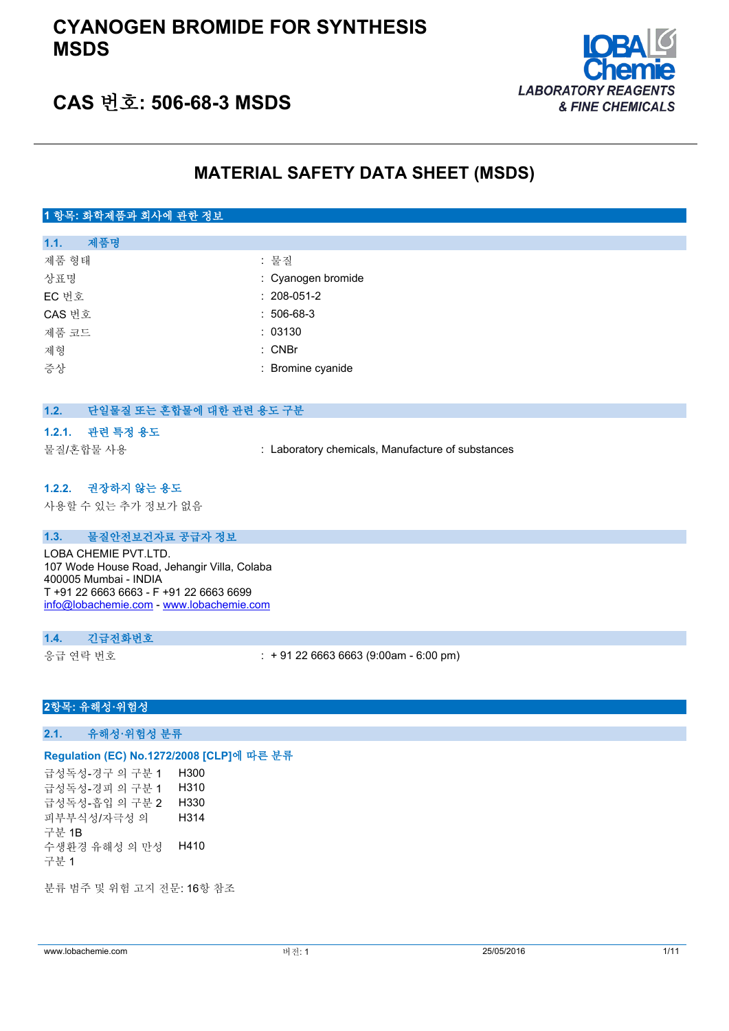# CYANOGEN BROMIDE FOR SYNTHESIS MSDS

## CAS 번호: 506-68-3 MSDS

LABORATORY REAGENTS & FINE CHEMICALS

# MATERIAL SAFETY DATA SHEET (MSDS)

## 1 항목: 화학제품과 회사에 관한 정보

### 1.1. 제품명

| | |
|---|---|
| 제품 형태 | : 물질 |
| 상표명 | : Cyanogen bromide |
| EC 번호 | : 208-051-2 |
| CAS 번호 | : 506-68-3 |
| 제품 코드 | : 03130 |
| 제형 | : CNBr |
| 증상 | : Bromine cyanide |

### 1.2. 단일물질 또는 혼합물에 대한 관련 용도 구분

#### 1.2.1. 관련 특정 용도

| | |
|---|---|
| 물질/혼합물 사용 | : Laboratory chemicals, Manufacture of substances |

#### 1.2.2. 권장하지 않는 용도

사용할 수 있는 추가 정보가 없음

### 1.3. 물질안전보건자료 공급자 정보

LOBA CHEMIE PVT.LTD.
107 Wode House Road, Jehangir Villa, Colaba
400005 Mumbai - INDIA
T +91 22 6663 6663 - F +91 22 6663 6699
info@lobachemie.com - www.lobachemie.com

### 1.4. 긴급전화번호

| | |
|---|---|
| 응급 연락 번호 | : + 91 22 6663 6663 (9:00am - 6:00 pm) |

## 2항목: 유해성·위험성

### 2.1. 유해성·위험성 분류

**Regulation (EC) No.1272/2008 [CLP]에 따른 분류**

| | |
|---|---|
| 급성독성-경구 의 구분 1 | H300 |
| 급성독성-경피 의 구분 1 | H310 |
| 급성독성-흡입 의 구분 2 | H330 |
| 피부부식성/자극성 의 구분 1B | H314 |
| 수생환경 유해성 의 만성 구분 1 | H410 |

분류 범주 및 위험 고지 전문: 16항 참조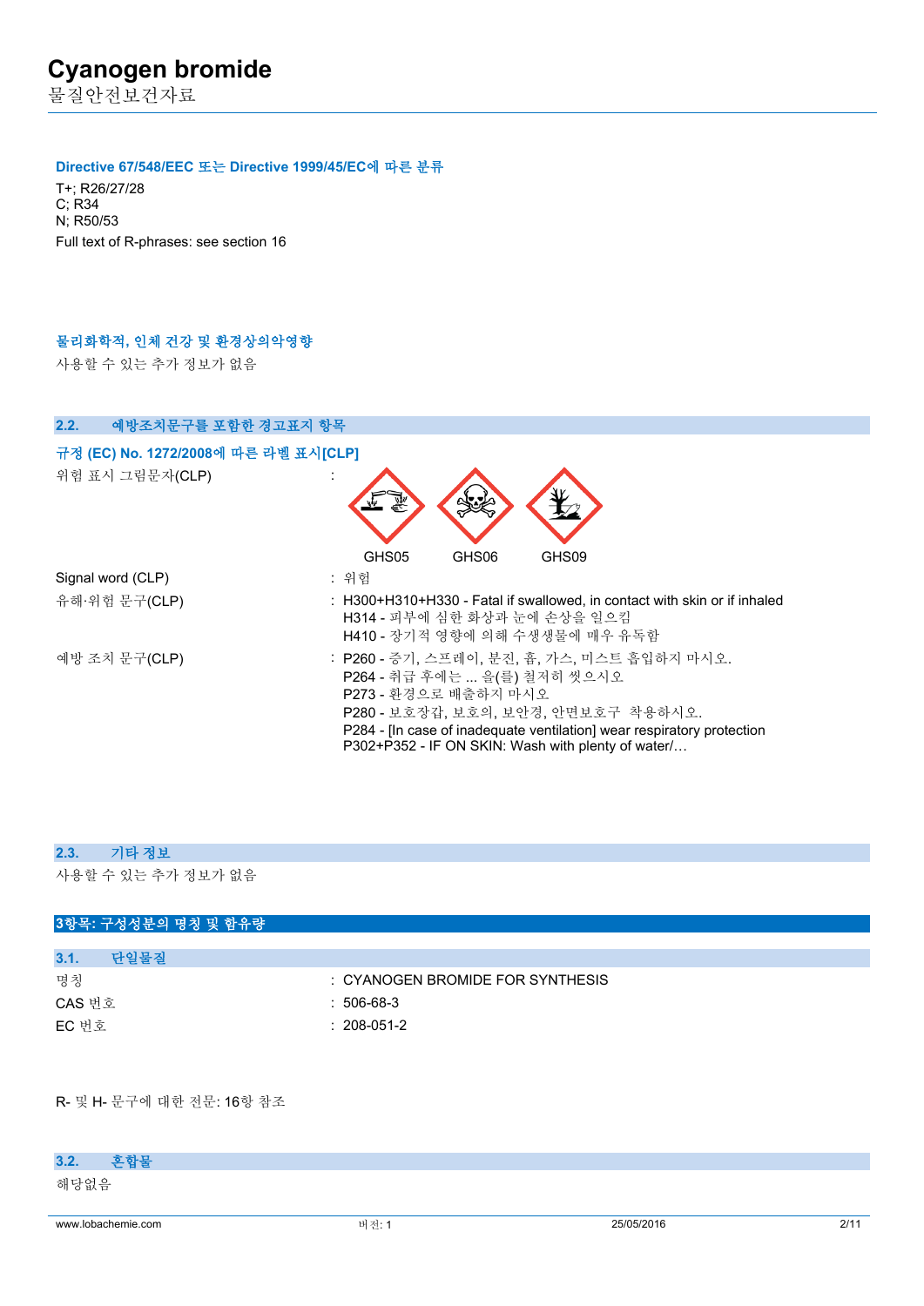#### Directive 67/548/EEC 또는 Directive 1999/45/EC에 따른 분류

T+; R26/27/28
C; R34
N; R50/53
Full text of R-phrases: see section 16

#### 물리화학적, 인체 건강 및 환경상의악영향

사용할 수 있는 추가 정보가 없음

### 2.2. 예방조치문구를 포함한 경고표지 항목

#### 규정 (EC) No. 1272/2008에 따른 라벨 표시[CLP]

위험 표시 그림문자(CLP) : GHS05 GHS06 GHS09

Signal word (CLP) : 위험

유해·위험 문구(CLP) :
- H300+H310+H330 - Fatal if swallowed, in contact with skin or if inhaled
- H314 - 피부에 심한 화상과 눈에 손상을 일으킴
- H410 - 장기적 영향에 의해 수생생물에 매우 유독함

예방 조치 문구(CLP) :
- P260 - 증기, 스프레이, 분진, 흄, 가스, 미스트 흡입하지 마시오.
- P264 - 취급 후에는 ... 을(를) 철저히 씻으시오
- P273 - 환경으로 배출하지 마시오
- P280 - 보호장갑, 보호의, 보안경, 안면보호구 착용하시오.
- P284 - [In case of inadequate ventilation] wear respiratory protection
- P302+P352 - IF ON SKIN: Wash with plenty of water/…

### 2.3. 기타 정보

사용할 수 있는 추가 정보가 없음

## 3항목: 구성성분의 명칭 및 함유량

### 3.1. 단일물질

명칭 : CYANOGEN BROMIDE FOR SYNTHESIS
CAS 번호 : 506-68-3
EC 번호 : 208-051-2

R- 및 H- 문구에 대한 전문: 16항 참조

### 3.2. 혼합물

해당없음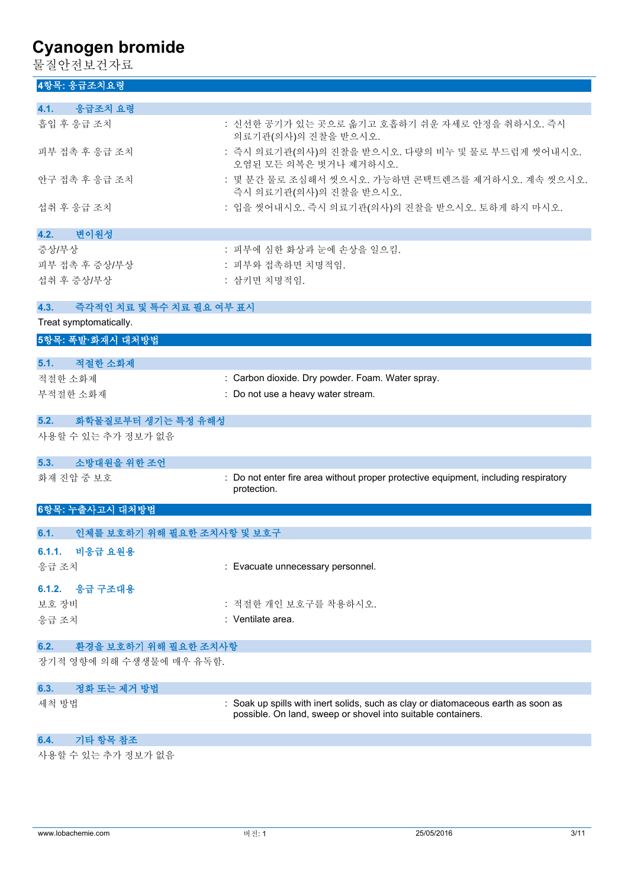## 4항목: 응급조치요령

### 4.1. 응급조치 요령

| | |
|---|---|
| 흡입 후 응급 조치 | : 신선한 공기가 있는 곳으로 옮기고 호흡하기 쉬운 자세로 안정을 취하시오. 즉시 의료기관(의사)의 진찰을 받으시오. |
| 피부 접촉 후 응급 조치 | : 즉시 의료기관(의사)의 진찰을 받으시오. 다량의 비누 및 물로 부드럽게 씻어내시오. 오염된 모든 의복은 벗거나 제거하시오. |
| 안구 접촉 후 응급 조치 | : 몇 분간 물로 조심해서 씻으시오. 가능하면 콘택트렌즈를 제거하시오. 계속 씻으시오. 즉시 의료기관(의사)의 진찰을 받으시오. |
| 섭취 후 응급 조치 | : 입을 씻어내시오. 즉시 의료기관(의사)의 진찰을 받으시오. 토하게 하지 마시오. |

### 4.2. 변이원성

| | |
|---|---|
| 증상/부상 | : 피부에 심한 화상과 눈에 손상을 일으킴. |
| 피부 접촉 후 증상/부상 | : 피부와 접촉하면 치명적임. |
| 섭취 후 증상/부상 | : 삼키면 치명적임. |

### 4.3. 즉각적인 치료 및 특수 치료 필요 여부 표시

Treat symptomatically.

## 5항목: 폭발·화재시 대처방법

### 5.1. 적절한 소화제

| | |
|---|---|
| 적절한 소화제 | : Carbon dioxide. Dry powder. Foam. Water spray. |
| 부적절한 소화재 | : Do not use a heavy water stream. |

### 5.2. 화학물질로부터 생기는 특정 유해성

사용할 수 있는 추가 정보가 없음

### 5.3. 소방대원을 위한 조언

| | |
|---|---|
| 화재 진압 중 보호 | : Do not enter fire area without proper protective equipment, including respiratory protection. |

## 6항목: 누출사고시 대처방법

### 6.1. 인체를 보호하기 위해 필요한 조치사항 및 보호구

#### 6.1.1. 비응급 요원용

| | |
|---|---|
| 응급 조치 | : Evacuate unnecessary personnel. |

#### 6.1.2. 응급 구조대용

| | |
|---|---|
| 보호 장비 | : 적절한 개인 보호구를 착용하시오. |
| 응급 조치 | : Ventilate area. |

### 6.2. 환경을 보호하기 위해 필요한 조치사항

장기적 영향에 의해 수생생물에 매우 유독함.

### 6.3. 정화 또는 제거 방법

| | |
|---|---|
| 세척 방법 | : Soak up spills with inert solids, such as clay or diatomaceous earth as soon as possible. On land, sweep or shovel into suitable containers. |

### 6.4. 기타 항목 참조

사용할 수 있는 추가 정보가 없음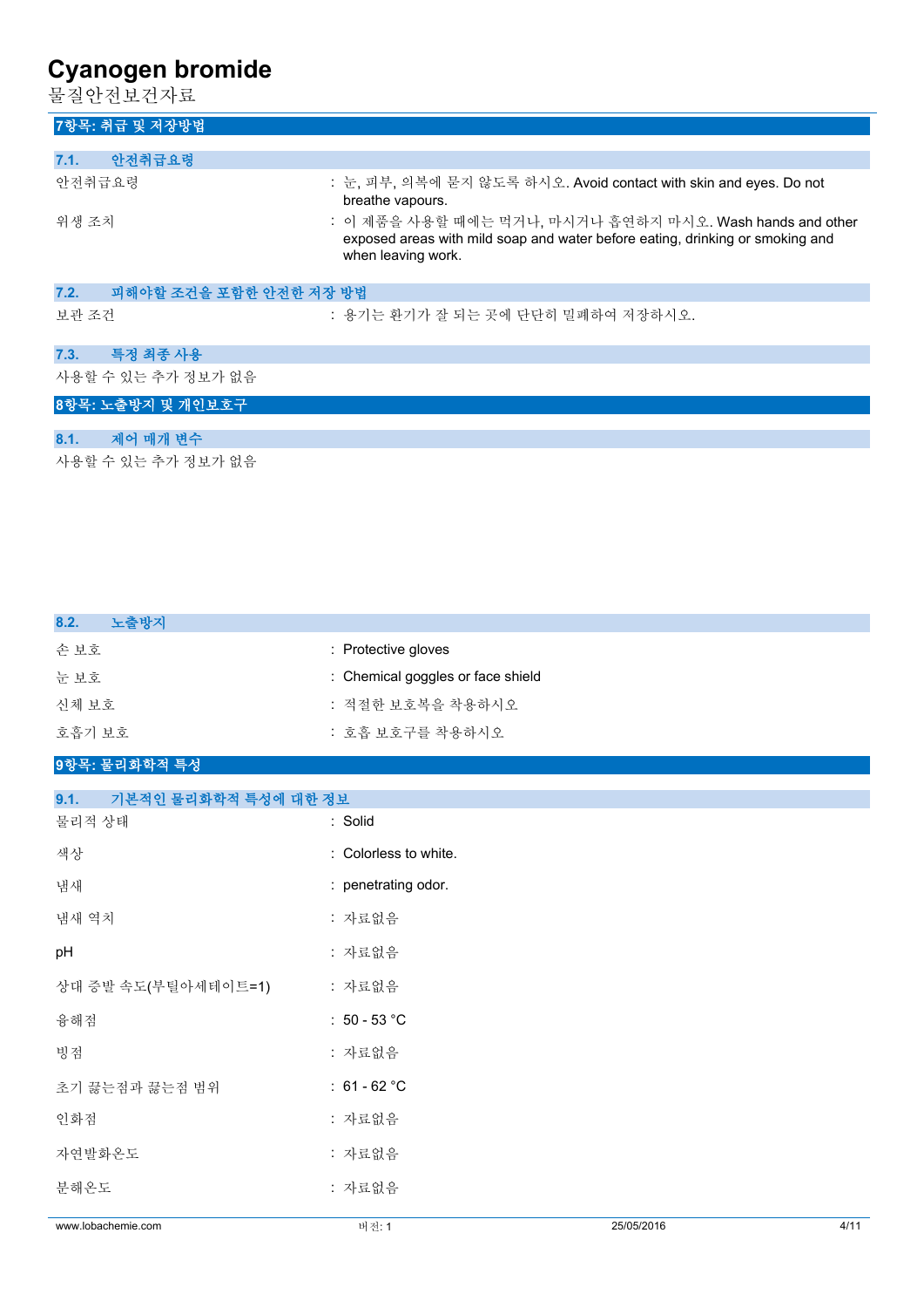## 7항목: 취급 및 저장방법

### 7.1. 안전취급요령

안전취급요령 : 눈, 피부, 의복에 묻지 않도록 하시오. Avoid contact with skin and eyes. Do not breathe vapours.

위생 조치 : 이 제품을 사용할 때에는 먹거나, 마시거나 흡연하지 마시오. Wash hands and other exposed areas with mild soap and water before eating, drinking or smoking and when leaving work.

### 7.2. 피해야할 조건을 포함한 안전한 저장 방법

보관 조건 : 용기는 환기가 잘 되는 곳에 단단히 밀폐하여 저장하시오.

### 7.3. 특정 최종 사용

사용할 수 있는 추가 정보가 없음

## 8항목: 노출방지 및 개인보호구

### 8.1. 제어 매개 변수

사용할 수 있는 추가 정보가 없음

### 8.2. 노출방지

손 보호 : Protective gloves

눈 보호 : Chemical goggles or face shield

신체 보호 : 적절한 보호복을 착용하시오

호흡기 보호 : 호흡 보호구를 착용하시오

## 9항목: 물리화학적 특성

### 9.1. 기본적인 물리화학적 특성에 대한 정보

물리적 상태 : Solid

색상 : Colorless to white.

냄새 : penetrating odor.

냄새 역치 : 자료없음

pH : 자료없음

상대 증발 속도(부틸아세테이트=1) : 자료없음

융해점 : 50 - 53 °C

빙점 : 자료없음

초기 끓는점과 끓는점 범위 : 61 - 62 °C

인화점 : 자료없음

자연발화온도 : 자료없음

분해온도 : 자료없음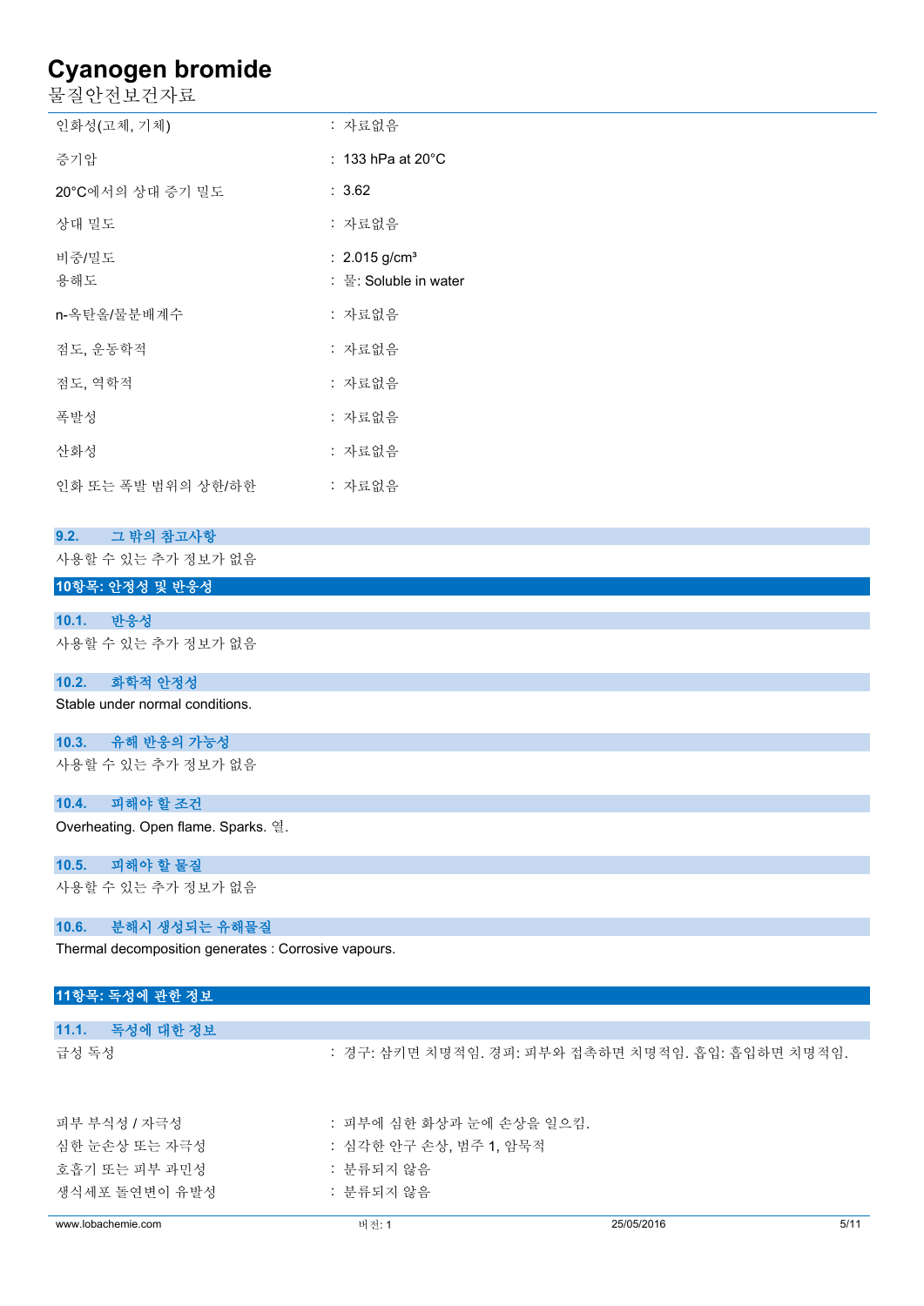| | |
|---|---|
| 인화성(고체, 기체) | : 자료없음 |
| 증기압 | : 133 hPa at 20°C |
| 20°C에서의 상대 증기 밀도 | : 3.62 |
| 상대 밀도 | : 자료없음 |
| 비중/밀도 | : 2.015 g/cm³ |
| 용해도 | : 물: Soluble in water |
| n-옥탄올/물분배계수 | : 자료없음 |
| 점도, 운동학적 | : 자료없음 |
| 점도, 역학적 | : 자료없음 |
| 폭발성 | : 자료없음 |
| 산화성 | : 자료없음 |
| 인화 또는 폭발 범위의 상한/하한 | : 자료없음 |

### 9.2. 그 밖의 참고사항

사용할 수 있는 추가 정보가 없음

## 10항목: 안정성 및 반응성

### 10.1. 반응성

사용할 수 있는 추가 정보가 없음

### 10.2. 화학적 안정성

Stable under normal conditions.

### 10.3. 유해 반응의 가능성

사용할 수 있는 추가 정보가 없음

### 10.4. 피해야 할 조건

Overheating. Open flame. Sparks. 열.

### 10.5. 피해야 할 물질

사용할 수 있는 추가 정보가 없음

### 10.6. 분해시 생성되는 유해물질

Thermal decomposition generates : Corrosive vapours.

## 11항목: 독성에 관한 정보

### 11.1. 독성에 대한 정보

| | |
|---|---|
| 급성 독성 | : 경구: 삼키면 치명적임. 경피: 피부와 접촉하면 치명적임. 흡입: 흡입하면 치명적임. |
| 피부 부식성 / 자극성 | : 피부에 심한 화상과 눈에 손상을 일으킴. |
| 심한 눈손상 또는 자극성 | : 심각한 안구 손상, 범주 1, 암묵적 |
| 호흡기 또는 피부 과민성 | : 분류되지 않음 |
| 생식세포 돌연변이 유발성 | : 분류되지 않음 |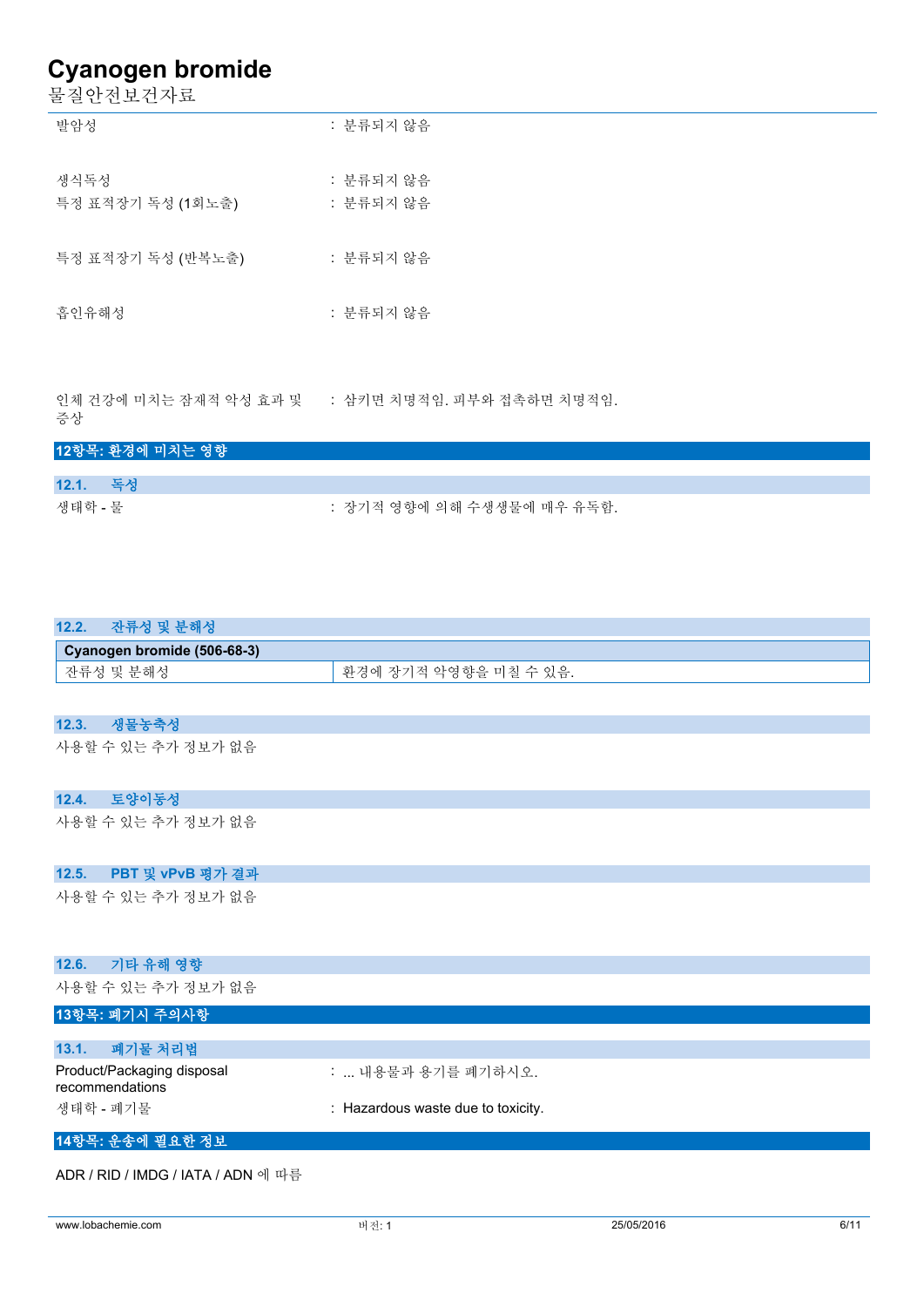| | |
|---|---|
| 발암성 | : 분류되지 않음 |
| 생식독성 | : 분류되지 않음 |
| 특정 표적장기 독성 (1회노출) | : 분류되지 않음 |
| 특정 표적장기 독성 (반복노출) | : 분류되지 않음 |
| 흡인유해성 | : 분류되지 않음 |
| 인체 건강에 미치는 잠재적 악성 효과 및 증상 | : 삼키면 치명적임. 피부와 접촉하면 치명적임. |

## 12항목: 환경에 미치는 영향

### 12.1. 독성

| | |
|---|---|
| 생태학 - 물 | : 장기적 영향에 의해 수생생물에 매우 유독함. |

### 12.2. 잔류성 및 분해성

| Cyanogen bromide (506-68-3) | |
|---|---|
| 잔류성 및 분해성 | 환경에 장기적 악영향을 미칠 수 있음. |

### 12.3. 생물농축성

사용할 수 있는 추가 정보가 없음

### 12.4. 토양이동성

사용할 수 있는 추가 정보가 없음

### 12.5. PBT 및 vPvB 평가 결과

사용할 수 있는 추가 정보가 없음

### 12.6. 기타 유해 영향

사용할 수 있는 추가 정보가 없음

## 13항목: 폐기시 주의사항

### 13.1. 폐기물 처리법

| | |
|---|---|
| Product/Packaging disposal recommendations | : ... 내용물과 용기를 폐기하시오. |
| 생태학 - 폐기물 | : Hazardous waste due to toxicity. |

## 14항목: 운송에 필요한 정보

ADR / RID / IMDG / IATA / ADN 에 따름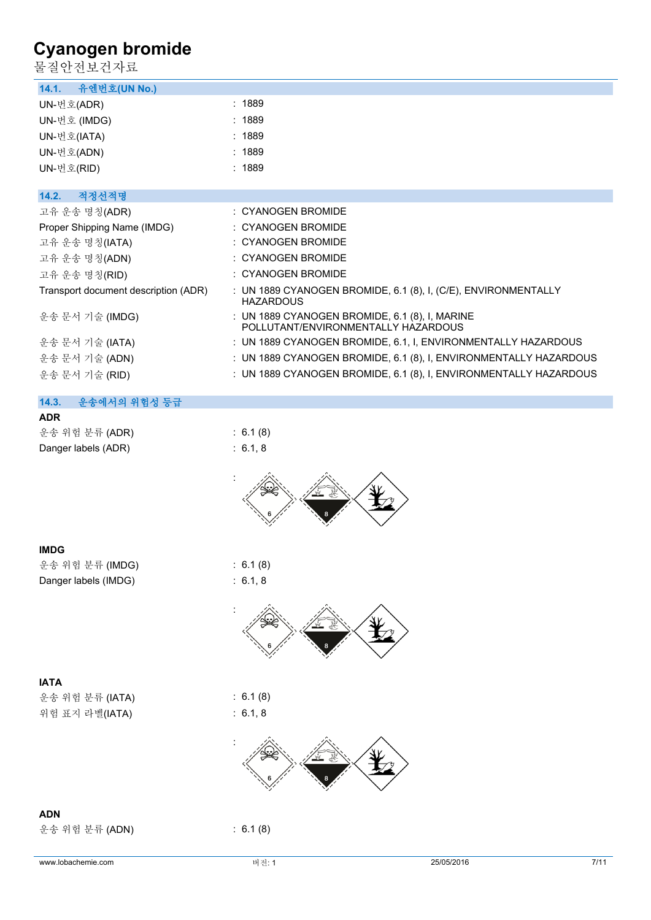# Cyanogen bromide

물질안전보건자료

## 14.1. 유엔번호(UN No.)

| | |
|---|---|
| UN-번호(ADR) | : 1889 |
| UN-번호 (IMDG) | : 1889 |
| UN-번호(IATA) | : 1889 |
| UN-번호(ADN) | : 1889 |
| UN-번호(RID) | : 1889 |

## 14.2. 적정선적명

| | |
|---|---|
| 고유 운송 명칭(ADR) | : CYANOGEN BROMIDE |
| Proper Shipping Name (IMDG) | : CYANOGEN BROMIDE |
| 고유 운송 명칭(IATA) | : CYANOGEN BROMIDE |
| 고유 운송 명칭(ADN) | : CYANOGEN BROMIDE |
| 고유 운송 명칭(RID) | : CYANOGEN BROMIDE |
| Transport document description (ADR) | : UN 1889 CYANOGEN BROMIDE, 6.1 (8), I, (C/E), ENVIRONMENTALLY HAZARDOUS |
| 운송 문서 기술 (IMDG) | : UN 1889 CYANOGEN BROMIDE, 6.1 (8), I, MARINE POLLUTANT/ENVIRONMENTALLY HAZARDOUS |
| 운송 문서 기술 (IATA) | : UN 1889 CYANOGEN BROMIDE, 6.1, I, ENVIRONMENTALLY HAZARDOUS |
| 운송 문서 기술 (ADN) | : UN 1889 CYANOGEN BROMIDE, 6.1 (8), I, ENVIRONMENTALLY HAZARDOUS |
| 운송 문서 기술 (RID) | : UN 1889 CYANOGEN BROMIDE, 6.1 (8), I, ENVIRONMENTALLY HAZARDOUS |

## 14.3. 운송에서의 위험성 등급

**ADR**

| | |
|---|---|
| 운송 위험 분류 (ADR) | : 6.1 (8) |
| Danger labels (ADR) | : 6.1, 8 |

:

**IMDG**

| | |
|---|---|
| 운송 위험 분류 (IMDG) | : 6.1 (8) |
| Danger labels (IMDG) | : 6.1, 8 |

:

**IATA**

| | |
|---|---|
| 운송 위험 분류 (IATA) | : 6.1 (8) |
| 위험 표지 라벨(IATA) | : 6.1, 8 |

:

**ADN**

| | |
|---|---|
| 운송 위험 분류 (ADN) | : 6.1 (8) |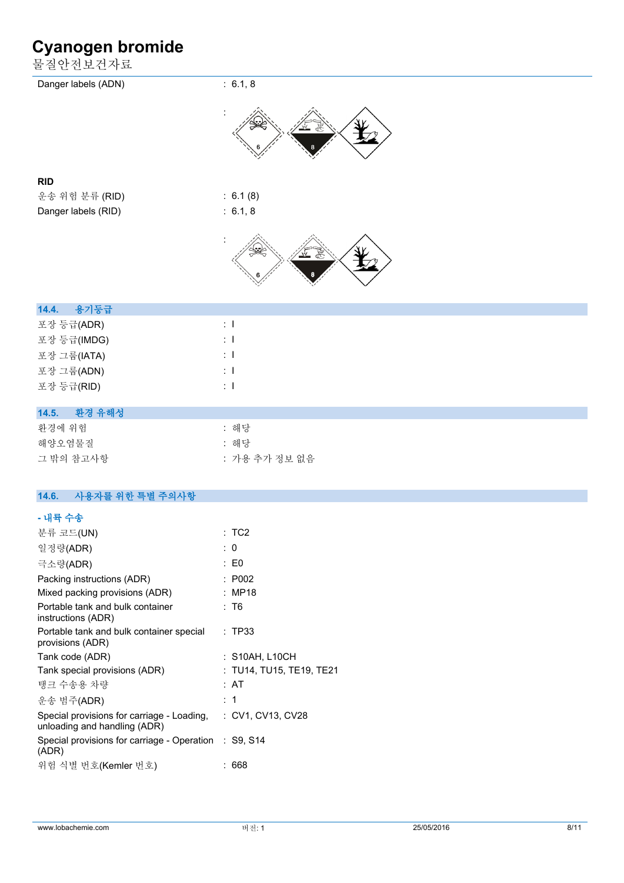Danger labels (ADN) : 6.1, 8

:

**RID**

운송 위험 분류 (RID) : 6.1 (8)

Danger labels (RID) : 6.1, 8

:

## 14.4. 용기등급

| | |
|---|---|
| 포장 등급(ADR) | : I |
| 포장 등급(IMDG) | : I |
| 포장 그룹(IATA) | : I |
| 포장 그룹(ADN) | : I |
| 포장 등급(RID) | : I |

## 14.5. 환경 유해성

| | |
|---|---|
| 환경에 위험 | : 해당 |
| 해양오염물질 | : 해당 |
| 그 밖의 참고사항 | : 가용 추가 정보 없음 |

## 14.6. 사용자를 위한 특별 주의사항

### - 내륙 수송

| | |
|---|---|
| 분류 코드(UN) | : TC2 |
| 일정량(ADR) | : 0 |
| 극소량(ADR) | : E0 |
| Packing instructions (ADR) | : P002 |
| Mixed packing provisions (ADR) | : MP18 |
| Portable tank and bulk container instructions (ADR) | : T6 |
| Portable tank and bulk container special provisions (ADR) | : TP33 |
| Tank code (ADR) | : S10AH, L10CH |
| Tank special provisions (ADR) | : TU14, TU15, TE19, TE21 |
| 탱크 수송용 차량 | : AT |
| 운송 범주(ADR) | : 1 |
| Special provisions for carriage - Loading, unloading and handling (ADR) | : CV1, CV13, CV28 |
| Special provisions for carriage - Operation (ADR) | : S9, S14 |
| 위험 식별 번호(Kemler 번호) | : 668 |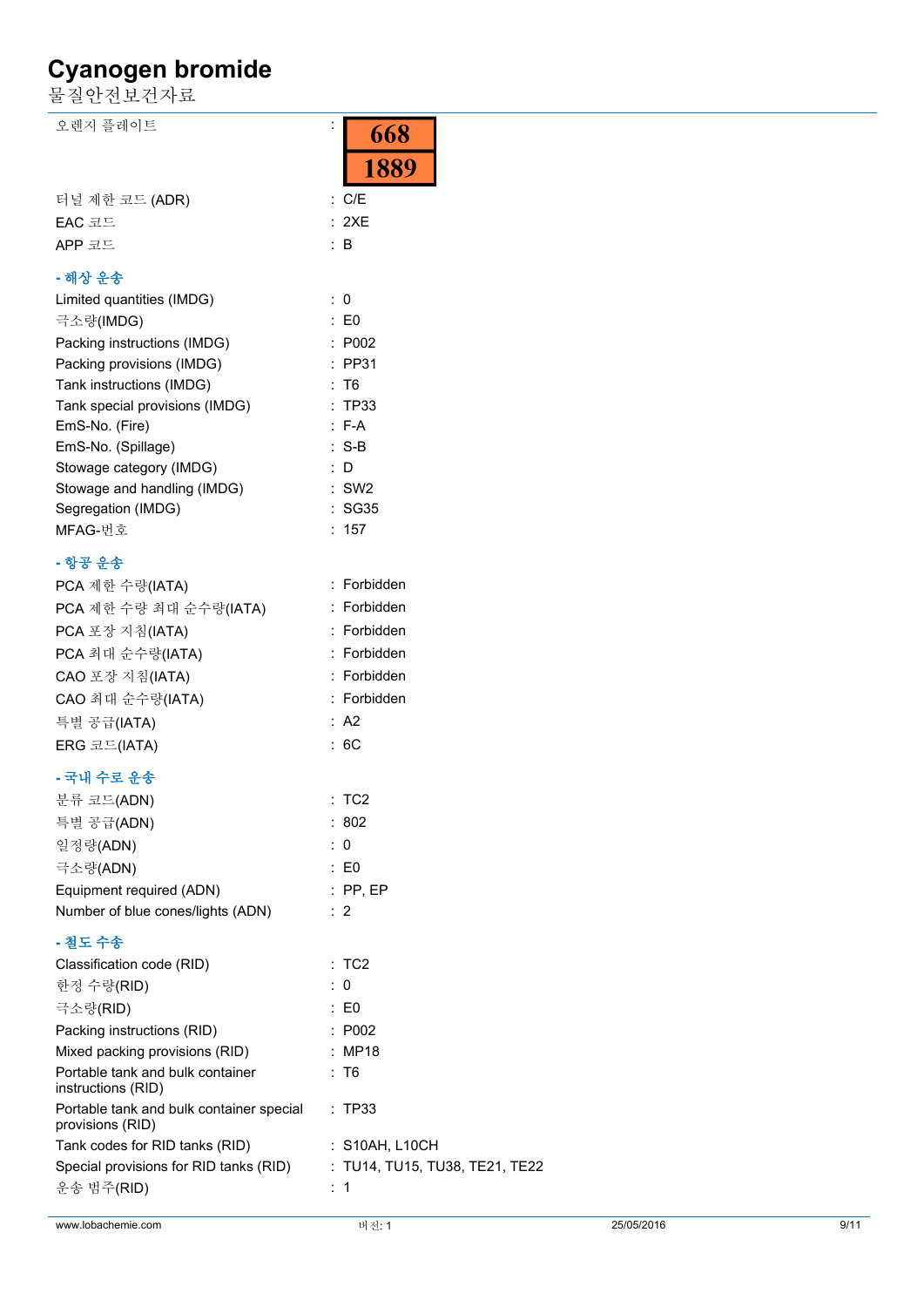# Cyanogen bromide

물질안전보건자료

| | |
|---|---|
| 오렌지 플레이트 | : 668 / 1889 |
| 터널 제한 코드 (ADR) | : C/E |
| EAC 코드 | : 2XE |
| APP 코드 | : B |

**- 해상 운송**

| | |
|---|---|
| Limited quantities (IMDG) | : 0 |
| 극소량(IMDG) | : E0 |
| Packing instructions (IMDG) | : P002 |
| Packing provisions (IMDG) | : PP31 |
| Tank instructions (IMDG) | : T6 |
| Tank special provisions (IMDG) | : TP33 |
| EmS-No. (Fire) | : F-A |
| EmS-No. (Spillage) | : S-B |
| Stowage category (IMDG) | : D |
| Stowage and handling (IMDG) | : SW2 |
| Segregation (IMDG) | : SG35 |
| MFAG-번호 | : 157 |

**- 항공 운송**

| | |
|---|---|
| PCA 제한 수량(IATA) | : Forbidden |
| PCA 제한 수량 최대 순수량(IATA) | : Forbidden |
| PCA 포장 지침(IATA) | : Forbidden |
| PCA 최대 순수량(IATA) | : Forbidden |
| CAO 포장 지침(IATA) | : Forbidden |
| CAO 최대 순수량(IATA) | : Forbidden |
| 특별 공급(IATA) | : A2 |
| ERG 코드(IATA) | : 6C |

**- 국내 수로 운송**

| | |
|---|---|
| 분류 코드(ADN) | : TC2 |
| 특별 공급(ADN) | : 802 |
| 일정량(ADN) | : 0 |
| 극소량(ADN) | : E0 |
| Equipment required (ADN) | : PP, EP |
| Number of blue cones/lights (ADN) | : 2 |

**- 철도 수송**

| | |
|---|---|
| Classification code (RID) | : TC2 |
| 한정 수량(RID) | : 0 |
| 극소량(RID) | : E0 |
| Packing instructions (RID) | : P002 |
| Mixed packing provisions (RID) | : MP18 |
| Portable tank and bulk container instructions (RID) | : T6 |
| Portable tank and bulk container special provisions (RID) | : TP33 |
| Tank codes for RID tanks (RID) | : S10AH, L10CH |
| Special provisions for RID tanks (RID) | : TU14, TU15, TU38, TE21, TE22 |
| 운송 범주(RID) | : 1 |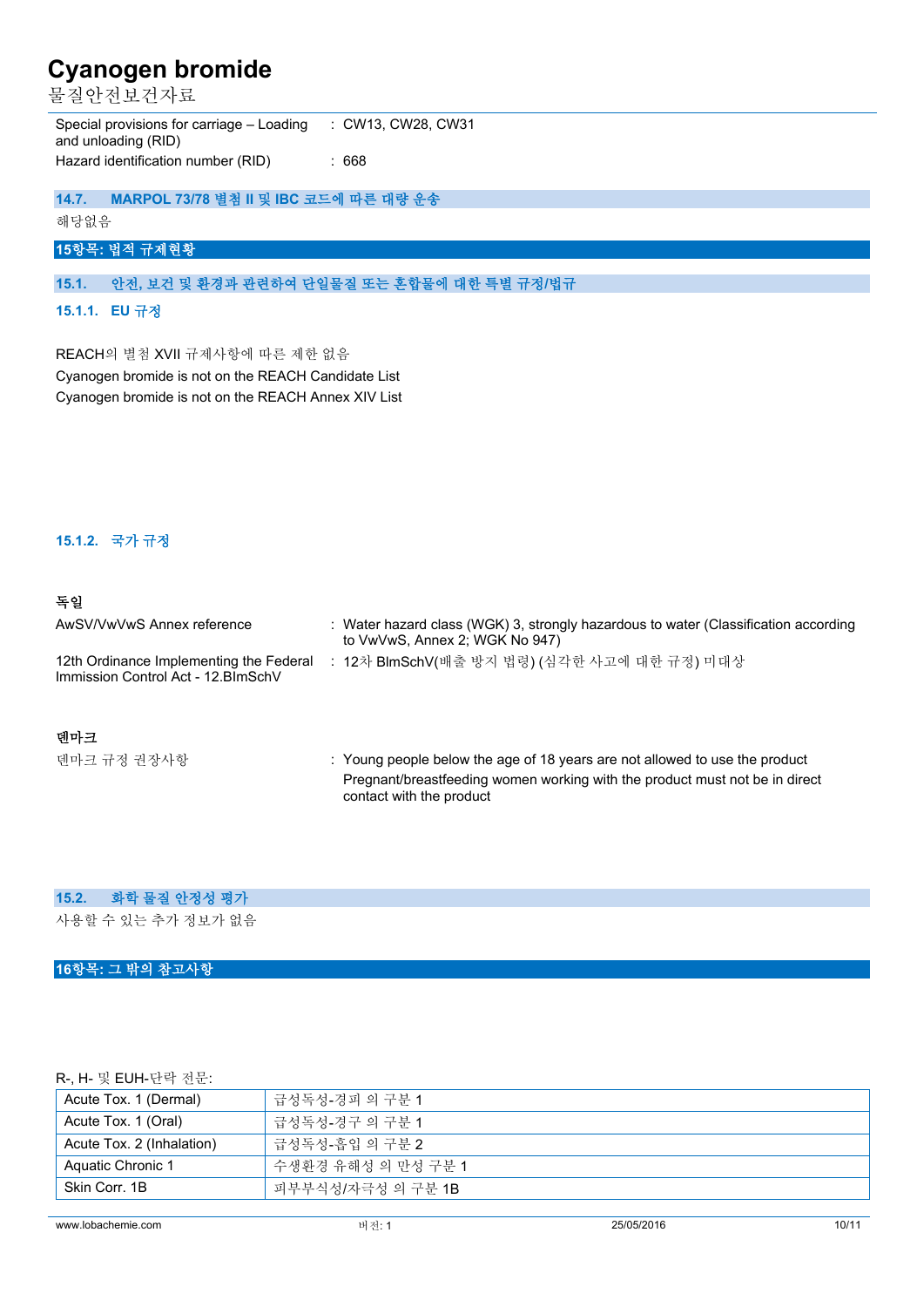| | |
|---|---|
| Special provisions for carriage – Loading and unloading (RID) | : CW13, CW28, CW31 |
| Hazard identification number (RID) | : 668 |

### 14.7. MARPOL 73/78 별첨 II 및 IBC 코드에 따른 대량 운송

해당없음

## 15항목: 법적 규제현황

### 15.1. 안전, 보건 및 환경과 관련하여 단일물질 또는 혼합물에 대한 특별 규정/법규

#### 15.1.1. EU 규정

REACH의 별첨 XVII 규제사항에 따른 제한 없음

Cyanogen bromide is not on the REACH Candidate List

Cyanogen bromide is not on the REACH Annex XIV List

#### 15.1.2. 국가 규정

**독일**

| | |
|---|---|
| AwSV/VwVwS Annex reference | : Water hazard class (WGK) 3, strongly hazardous to water (Classification according to VwVwS, Annex 2; WGK No 947) |
| 12th Ordinance Implementing the Federal Immission Control Act - 12.BImSchV | : 12차 BImSchV(배출 방지 법령) (심각한 사고에 대한 규정) 미대상 |

**덴마크**

| | |
|---|---|
| 덴마크 규정 권장사항 | : Young people below the age of 18 years are not allowed to use the product<br>Pregnant/breastfeeding women working with the product must not be in direct contact with the product |

### 15.2. 화학 물질 안정성 평가

사용할 수 있는 추가 정보가 없음

## 16항목: 그 밖의 참고사항

R-, H- 및 EUH-단락 전문:

| | |
|---|---|
| Acute Tox. 1 (Dermal) | 급성독성-경피 의 구분 1 |
| Acute Tox. 1 (Oral) | 급성독성-경구 의 구분 1 |
| Acute Tox. 2 (Inhalation) | 급성독성-흡입 의 구분 2 |
| Aquatic Chronic 1 | 수생환경 유해성 의 만성 구분 1 |
| Skin Corr. 1B | 피부부식성/자극성 의 구분 1B |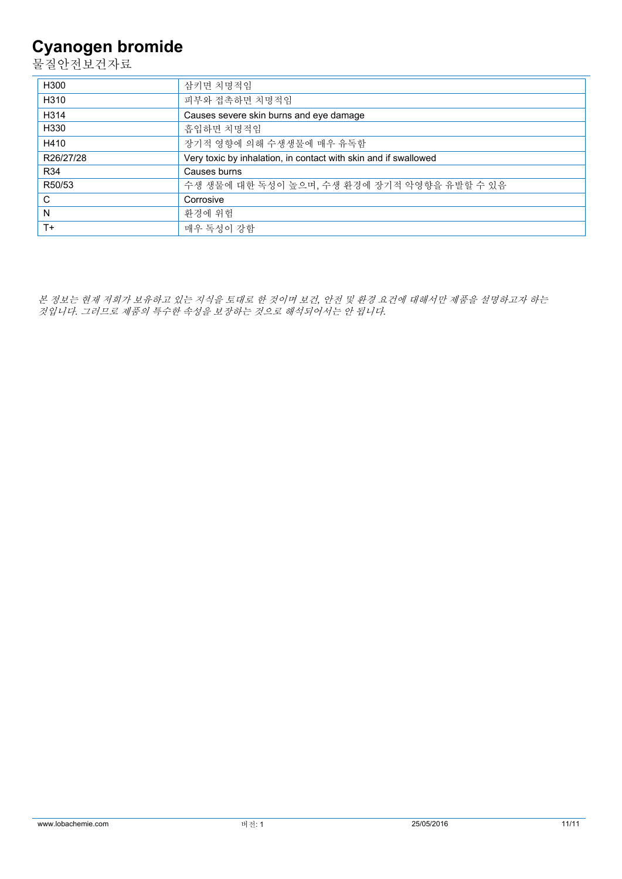| | |
|---|---|
| H300 | 삼키면 치명적임 |
| H310 | 피부와 접촉하면 치명적임 |
| H314 | Causes severe skin burns and eye damage |
| H330 | 흡입하면 치명적임 |
| H410 | 장기적 영향에 의해 수생생물에 매우 유독함 |
| R26/27/28 | Very toxic by inhalation, in contact with skin and if swallowed |
| R34 | Causes burns |
| R50/53 | 수생 생물에 대한 독성이 높으며, 수생 환경에 장기적 악영향을 유발할 수 있음 |
| C | Corrosive |
| N | 환경에 위험 |
| T+ | 매우 독성이 강함 |

*본 정보는 현재 저희가 보유하고 있는 지식을 토대로 한 것이며 보건, 안전 및 환경 요건에 대해서만 제품을 설명하고자 하는 것입니다. 그러므로 제품의 특수한 속성을 보장하는 것으로 해석되어서는 안 됩니다.*